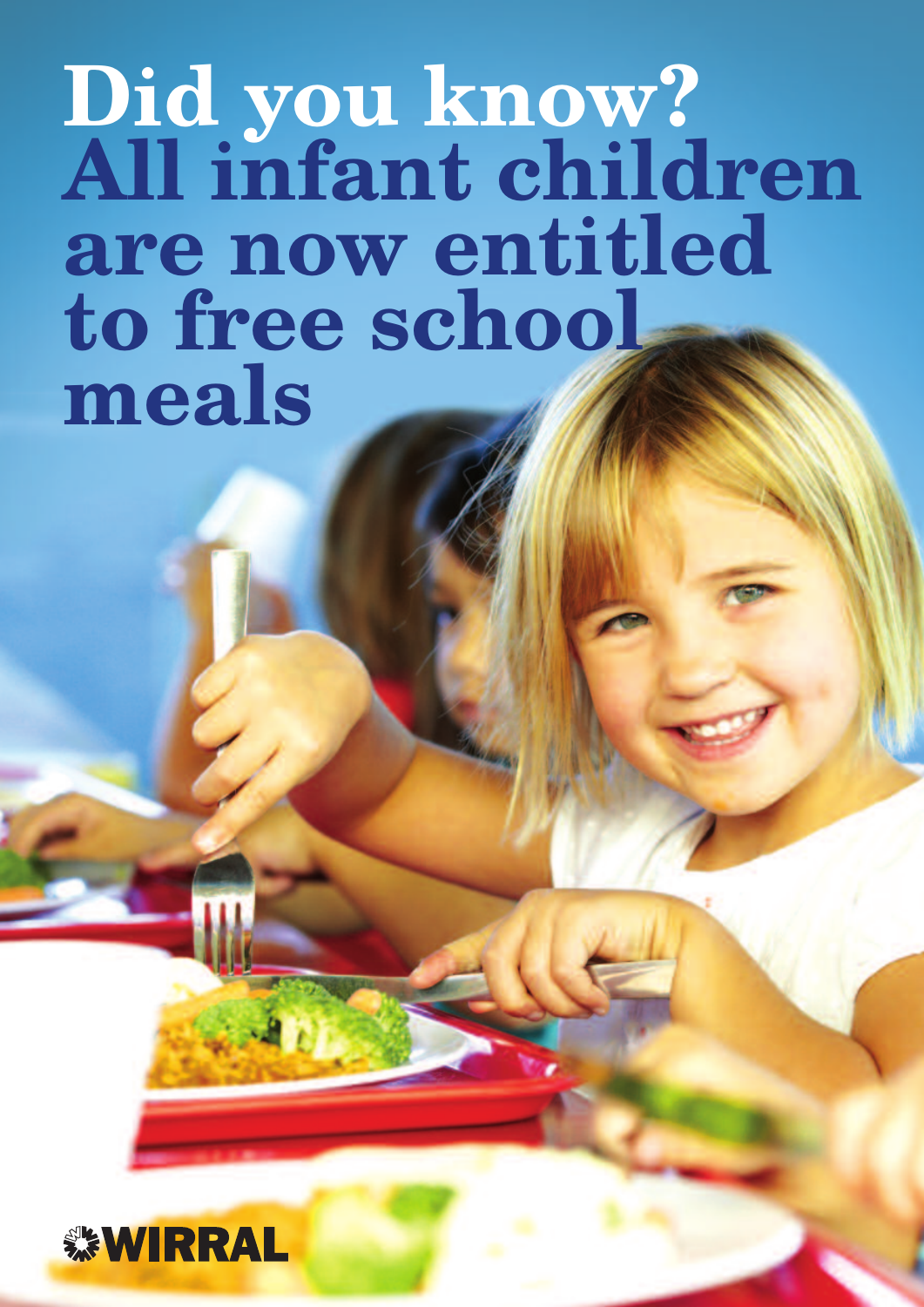# Did you know?

## All infant children are now entitled to free school meals

WIRRAL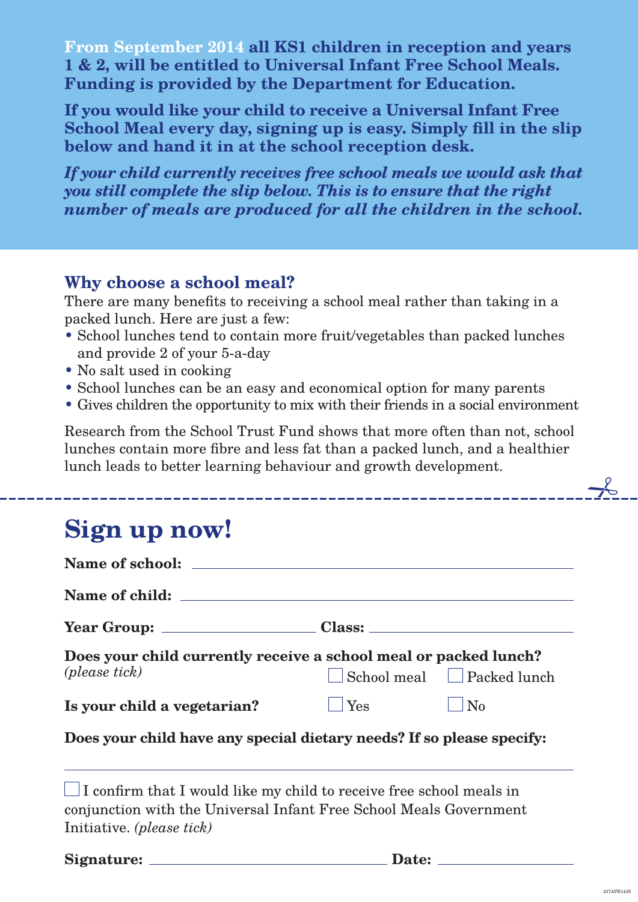**From September 2014 all KS1 children in reception and years 1 & 2, will be entitled to Universal Infant Free School Meals. Funding is provided by the Department for Education.**

**If you would like your child to receive a Universal Infant Free School Meal every day, signing up is easy. Simply fill in the slip below and hand it in at the school reception desk.**

***If your child currently receives free school meals we would ask that you still complete the slip below. This is to ensure that the right number of meals are produced for all the children in the school.***

## Why choose a school meal?

There are many benefits to receiving a school meal rather than taking in a packed lunch. Here are just a few:

- School lunches tend to contain more fruit/vegetables than packed lunches and provide 2 of your 5-a-day
- No salt used in cooking
- School lunches can be an easy and economical option for many parents
- Gives children the opportunity to mix with their friends in a social environment

Research from the School Trust Fund shows that more often than not, school lunches contain more fibre and less fat than a packed lunch, and a healthier lunch leads to better learning behaviour and growth development.

---

# Sign up now!

**Name of school:** ______________________________

**Name of child:** ______________________________

**Year Group:** ______________ **Class:** ______________

**Does your child currently receive a school meal or packed lunch?** *(please tick)* ☐ School meal ☐ Packed lunch

**Is your child a vegetarian?** ☐ Yes ☐ No

**Does your child have any special dietary needs? If so please specify:**

______________________________

☐ I confirm that I would like my child to receive free school meals in conjunction with the Universal Infant Free School Meals Government Initiative. *(please tick)*

**Signature:** ______________________ **Date:** ______________

237APR14JS